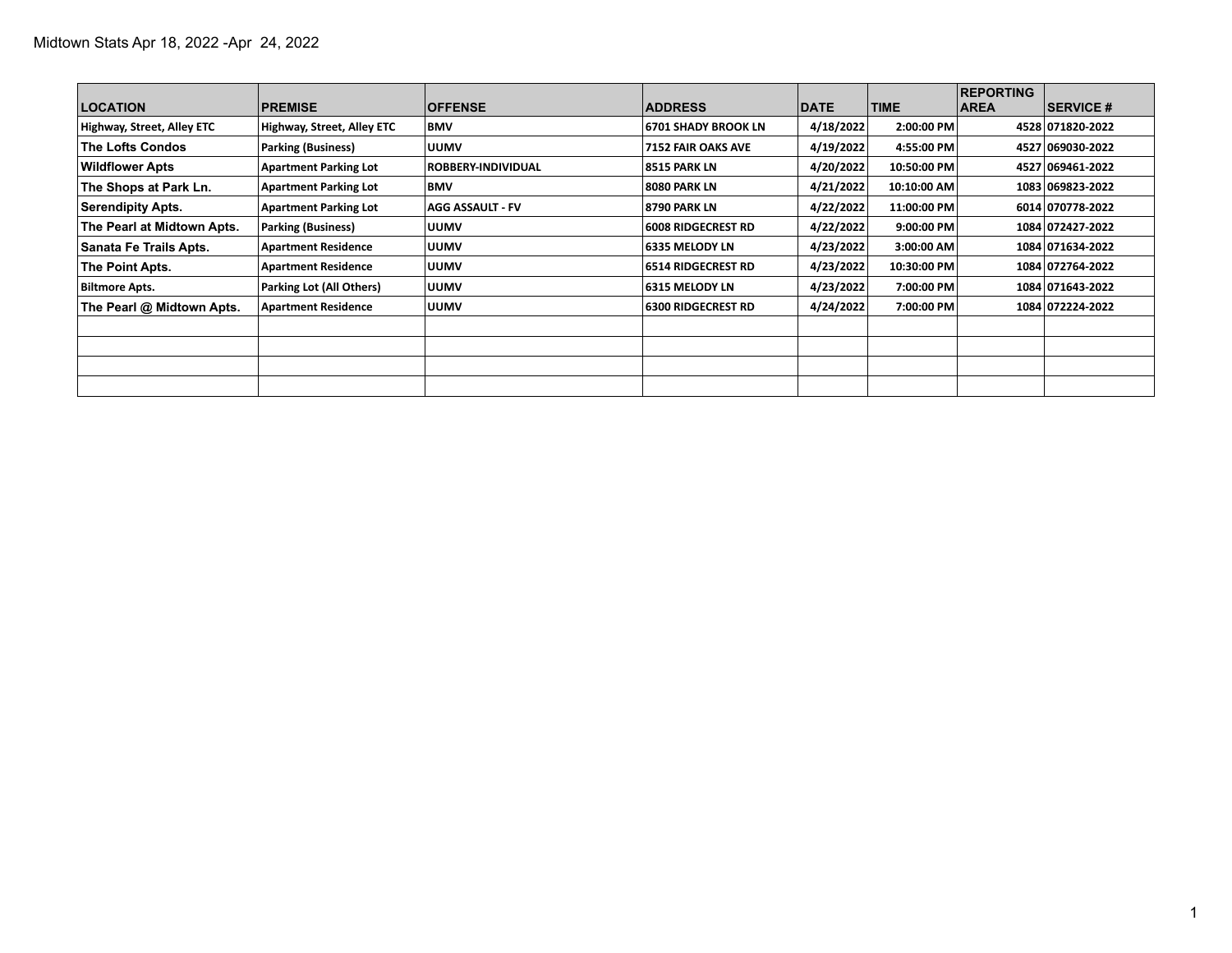Midtown Stats Apr 18, 2022 -Apr  24, 2022

| LOCATION | PREMISE | OFFENSE | ADDRESS | DATE | TIME | REPORTING AREA | SERVICE # |
|---|---|---|---|---|---|---|---|
| Highway, Street, Alley ETC | Highway, Street, Alley ETC | BMV | 6701 SHADY BROOK LN | 4/18/2022 | 2:00:00 PM | 4528 | 071820-2022 |
| The Lofts Condos | Parking (Business) | UUMV | 7152 FAIR OAKS AVE | 4/19/2022 | 4:55:00 PM | 4527 | 069030-2022 |
| Wildflower Apts | Apartment Parking Lot | ROBBERY-INDIVIDUAL | 8515 PARK LN | 4/20/2022 | 10:50:00 PM | 4527 | 069461-2022 |
| The Shops at Park Ln. | Apartment Parking Lot | BMV | 8080 PARK LN | 4/21/2022 | 10:10:00 AM | 1083 | 069823-2022 |
| Serendipity Apts. | Apartment Parking Lot | AGG ASSAULT - FV | 8790 PARK LN | 4/22/2022 | 11:00:00 PM | 6014 | 070778-2022 |
| The Pearl at Midtown Apts. | Parking (Business) | UUMV | 6008 RIDGECREST RD | 4/22/2022 | 9:00:00 PM | 1084 | 072427-2022 |
| Sanata Fe Trails Apts. | Apartment Residence | UUMV | 6335 MELODY LN | 4/23/2022 | 3:00:00 AM | 1084 | 071634-2022 |
| The Point Apts. | Apartment Residence | UUMV | 6514 RIDGECREST RD | 4/23/2022 | 10:30:00 PM | 1084 | 072764-2022 |
| Biltmore Apts. | Parking Lot (All Others) | UUMV | 6315 MELODY LN | 4/23/2022 | 7:00:00 PM | 1084 | 071643-2022 |
| The Pearl @ Midtown Apts. | Apartment Residence | UUMV | 6300 RIDGECREST RD | 4/24/2022 | 7:00:00 PM | 1084 | 072224-2022 |
| | | | | | | | |
| | | | | | | | |
| | | | | | | | |
| | | | | | | | |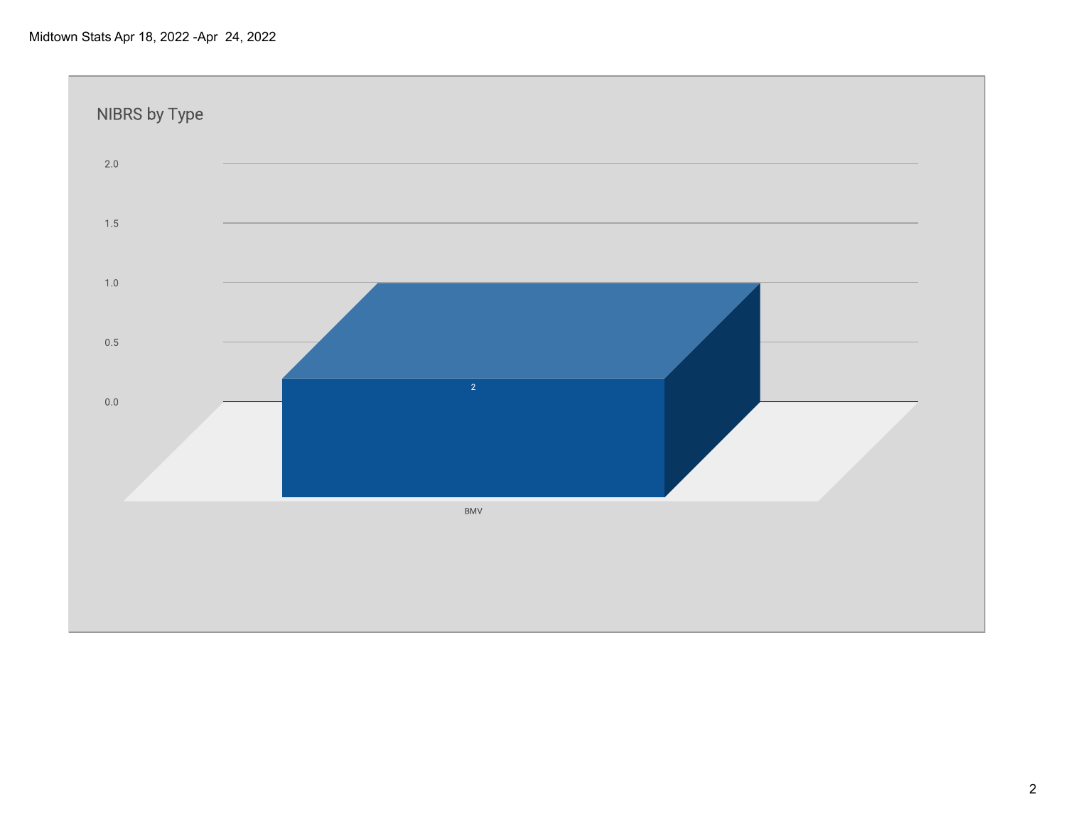Midtown Stats Apr 18, 2022 -Apr 24, 2022

## NIBRS by Type

| Type | Count |
| --- | --- |
| BMV | 2 |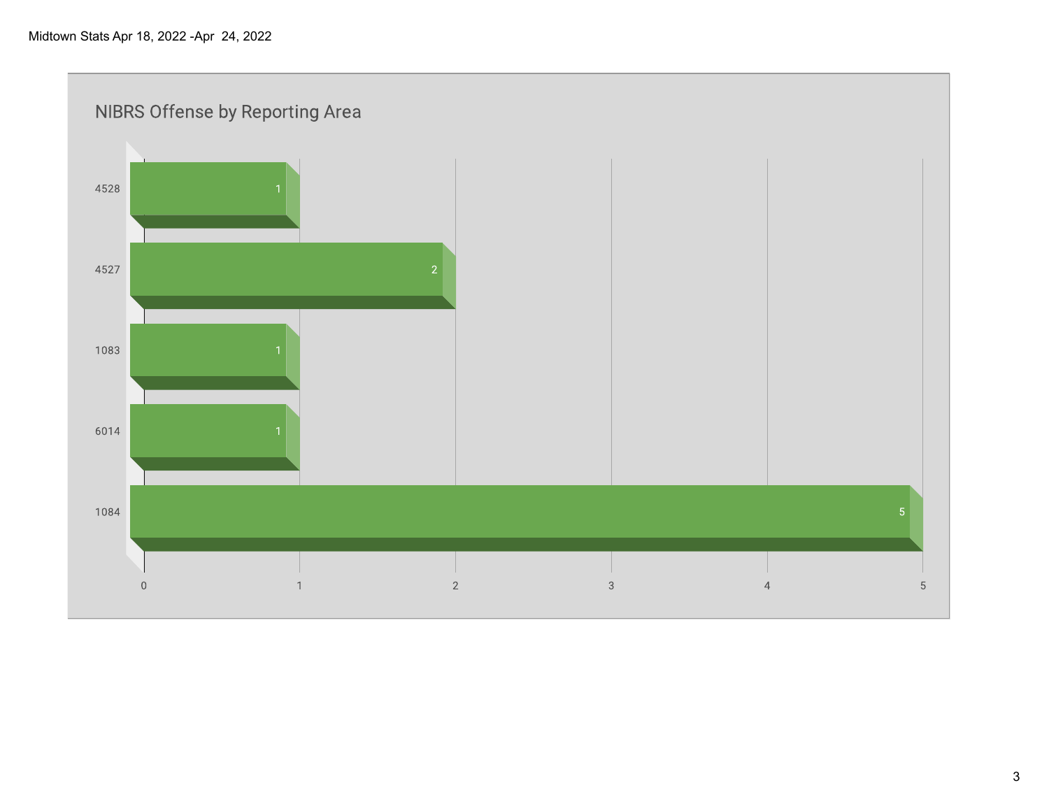Midtown Stats Apr 18, 2022 -Apr 24, 2022

## NIBRS Offense by Reporting Area

| Reporting Area | Count |
|---|---|
| 4528 | 1 |
| 4527 | 2 |
| 1083 | 1 |
| 6014 | 1 |
| 1084 | 5 |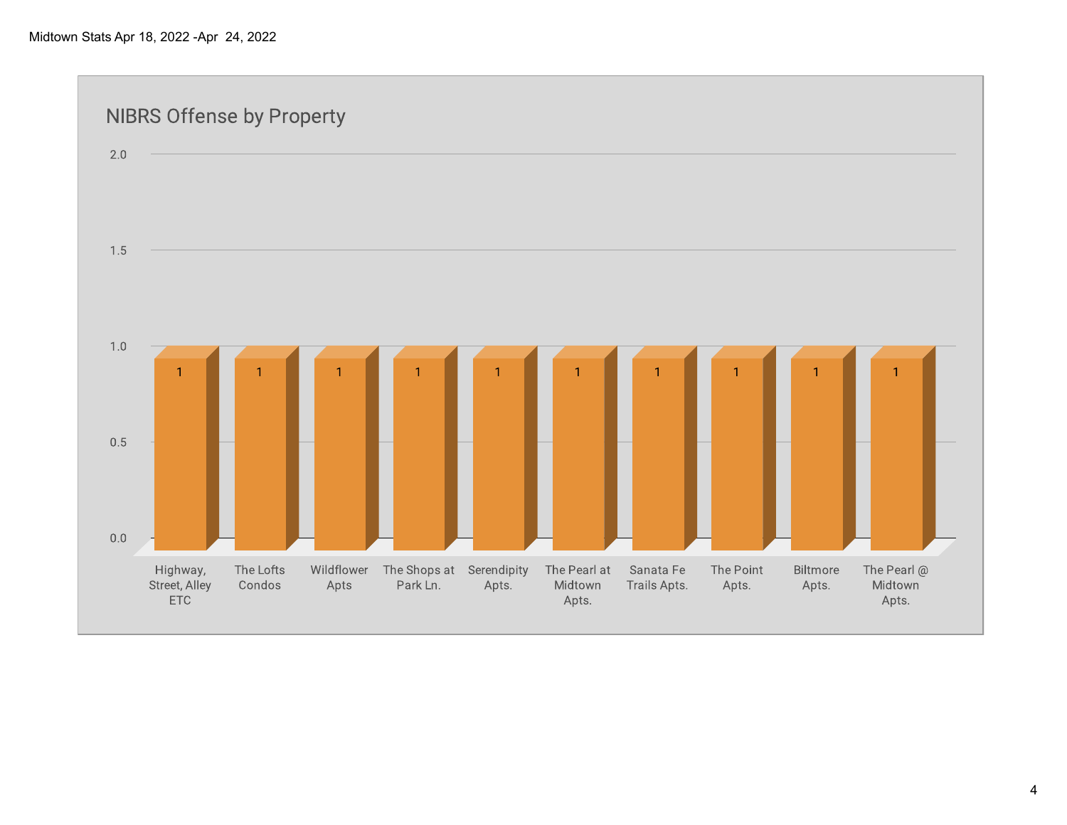Midtown Stats Apr 18, 2022 -Apr 24, 2022

## NIBRS Offense by Property

| Property | Count |
| --- | --- |
| Highway, Street, Alley ETC | 1 |
| The Lofts Condos | 1 |
| Wildflower Apts | 1 |
| The Shops at Park Ln. | 1 |
| Serendipity Apts. | 1 |
| The Pearl at Midtown Apts. | 1 |
| Sanata Fe Trails Apts. | 1 |
| The Point Apts. | 1 |
| Biltmore Apts. | 1 |
| The Pearl @ Midtown Apts. | 1 |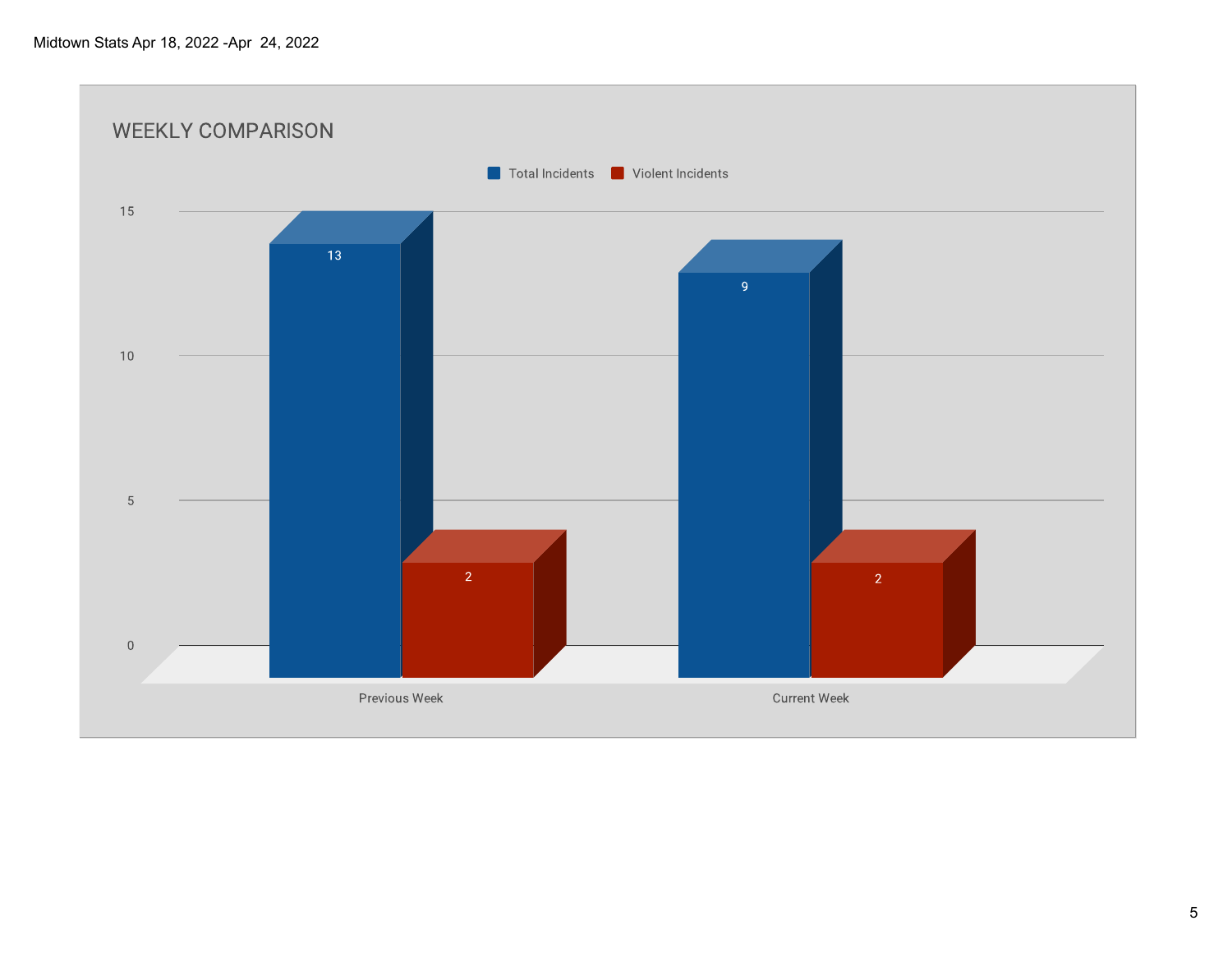Midtown Stats Apr 18, 2022 -Apr 24, 2022

WEEKLY COMPARISON

Total Incidents
Violent Incidents

15
10
5
0

13
2
9
2

Previous Week
Current Week